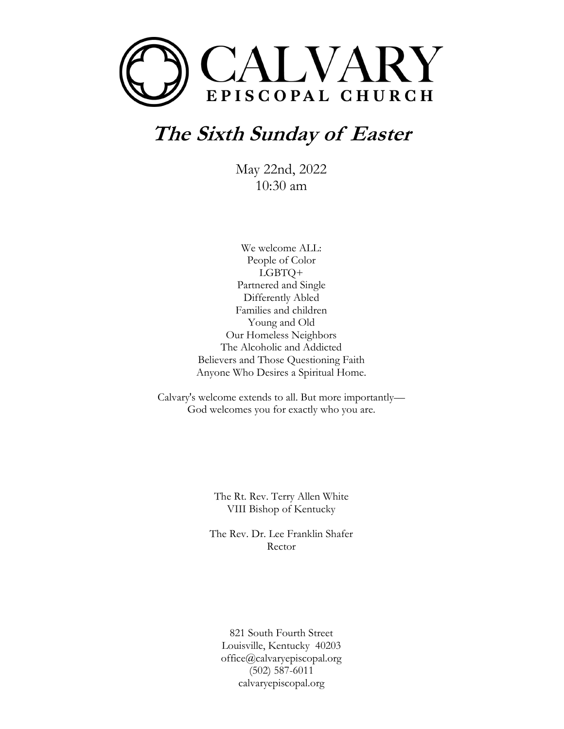# CALVARY

EPISCOPAL CHURCH

## *The Sixth Sunday of Easter*

May 22nd, 2022
10:30 am

We welcome ALL:
People of Color
LGBTQ+
Partnered and Single
Differently Abled
Families and children
Young and Old
Our Homeless Neighbors
The Alcoholic and Addicted
Believers and Those Questioning Faith
Anyone Who Desires a Spiritual Home.

Calvary's welcome extends to all. But more importantly—
God welcomes you for exactly who you are.

The Rt. Rev. Terry Allen White
VIII Bishop of Kentucky

The Rev. Dr. Lee Franklin Shafer
Rector

821 South Fourth Street
Louisville, Kentucky 40203
office@calvaryepiscopal.org
(502) 587-6011
calvaryepiscopal.org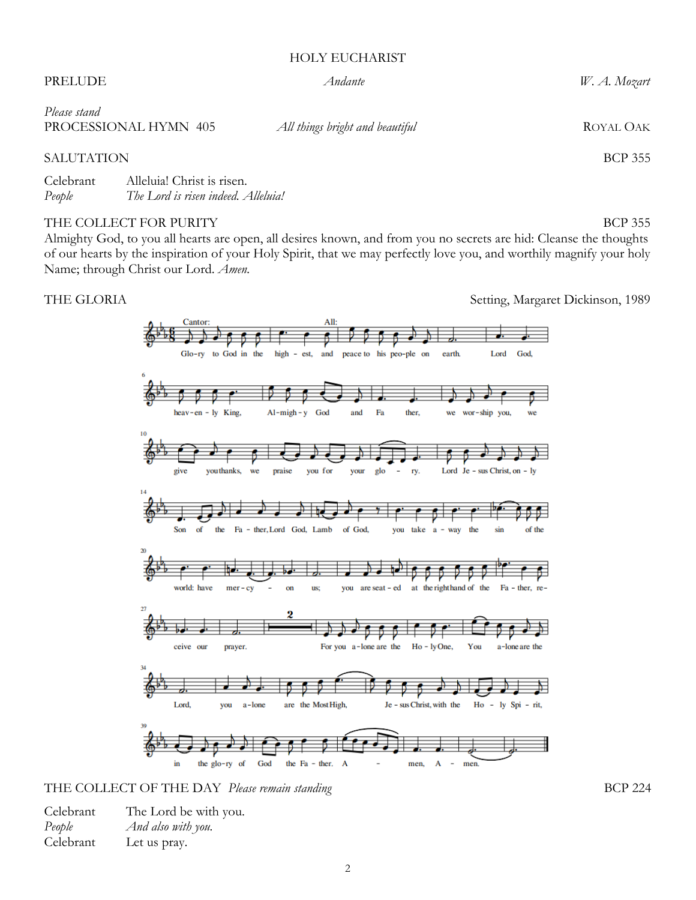HOLY EUCHARIST

PRELUDE *Andante* *W. A. Mozart*

*Please stand*

PROCESSIONAL HYMN 405 *All things bright and beautiful* ROYAL OAK

SALUTATION BCP 355

Celebrant Alleluia! Christ is risen.
*People* *The Lord is risen indeed. Alleluia!*

THE COLLECT FOR PURITY BCP 355

Almighty God, to you all hearts are open, all desires known, and from you no secrets are hid: Cleanse the thoughts of our hearts by the inspiration of your Holy Spirit, that we may perfectly love you, and worthily magnify your holy Name; through Christ our Lord. *Amen.*

THE GLORIA Setting, Margaret Dickinson, 1989

Cantor: Glory to God in the highest, All: and peace to his people on earth. Lord God, heavenly King, Almighty God and Father, we worship you, we give you thanks, we praise you for your glory. Lord Jesus Christ, only Son of the Father, Lord God, Lamb of God, you take away the sin of the world: have mercy on us; you are seated at the right hand of the Father, receive our prayer. For you alone are the Holy One, You alone are the Lord, you alone are the Most High, Jesus Christ, with the Holy Spirit, in the glory of God the Father. Amen, Amen.

THE COLLECT OF THE DAY *Please remain standing* BCP 224

Celebrant The Lord be with you.
*People* *And also with you.*
Celebrant Let us pray.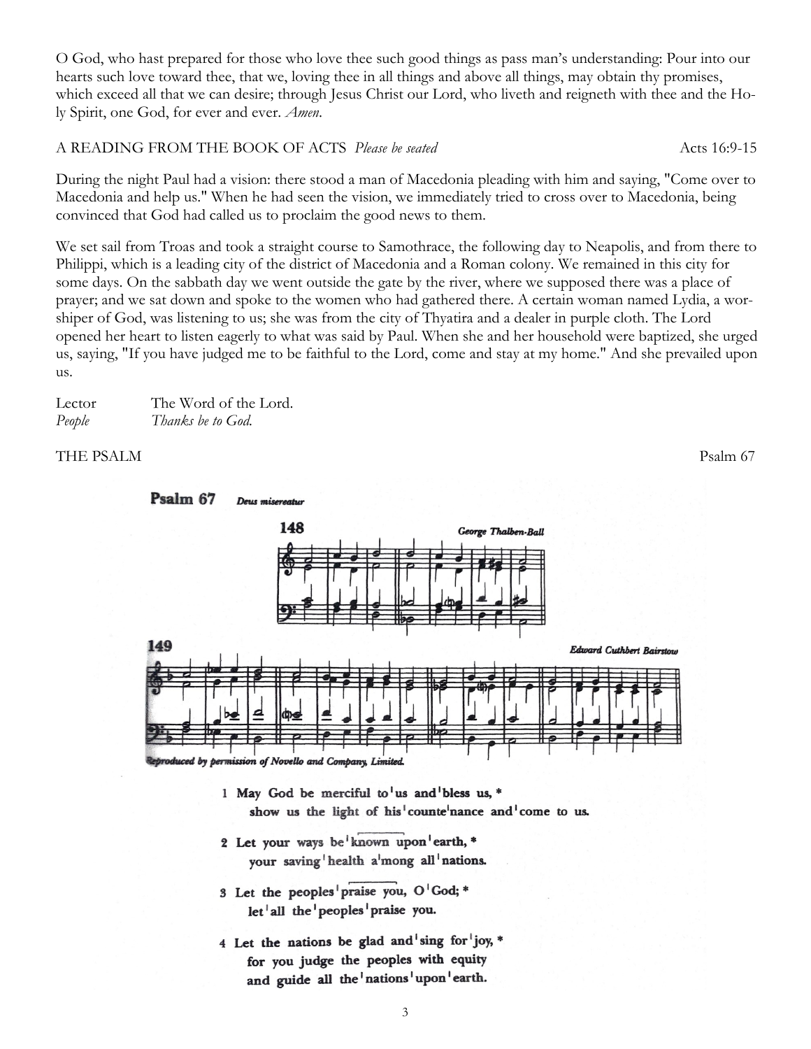O God, who hast prepared for those who love thee such good things as pass man's understanding: Pour into our hearts such love toward thee, that we, loving thee in all things and above all things, may obtain thy promises, which exceed all that we can desire; through Jesus Christ our Lord, who liveth and reigneth with thee and the Holy Spirit, one God, for ever and ever. *Amen.*

A READING FROM THE BOOK OF ACTS *Please be seated* Acts 16:9-15

During the night Paul had a vision: there stood a man of Macedonia pleading with him and saying, "Come over to Macedonia and help us." When he had seen the vision, we immediately tried to cross over to Macedonia, being convinced that God had called us to proclaim the good news to them.

We set sail from Troas and took a straight course to Samothrace, the following day to Neapolis, and from there to Philippi, which is a leading city of the district of Macedonia and a Roman colony. We remained in this city for some days. On the sabbath day we went outside the gate by the river, where we supposed there was a place of prayer; and we sat down and spoke to the women who had gathered there. A certain woman named Lydia, a worshiper of God, was listening to us; she was from the city of Thyatira and a dealer in purple cloth. The Lord opened her heart to listen eagerly to what was said by Paul. When she and her household were baptized, she urged us, saying, "If you have judged me to be faithful to the Lord, come and stay at my home." And she prevailed upon us.

Lector The Word of the Lord.
*People Thanks be to God.*

THE PSALM Psalm 67

**Psalm 67** *Deus misereatur*

148 George Thalben-Ball

149 Edward Cuthbert Bairstow

*Reproduced by permission of Novello and Company, Limited.*

**1 May God be merciful to | us and | bless us, \***
**show us the light of his | counte | nance and | come to us.**

**2 Let your ways be | known upon | earth, \***
**your saving | health a | mong all | nations.**

**3 Let the peoples | praise you, O | God; \***
**let | all the | peoples | praise you.**

**4 Let the nations be glad and | sing for | joy, \***
**for you judge the peoples with equity**
**and guide all the | nations | upon | earth.**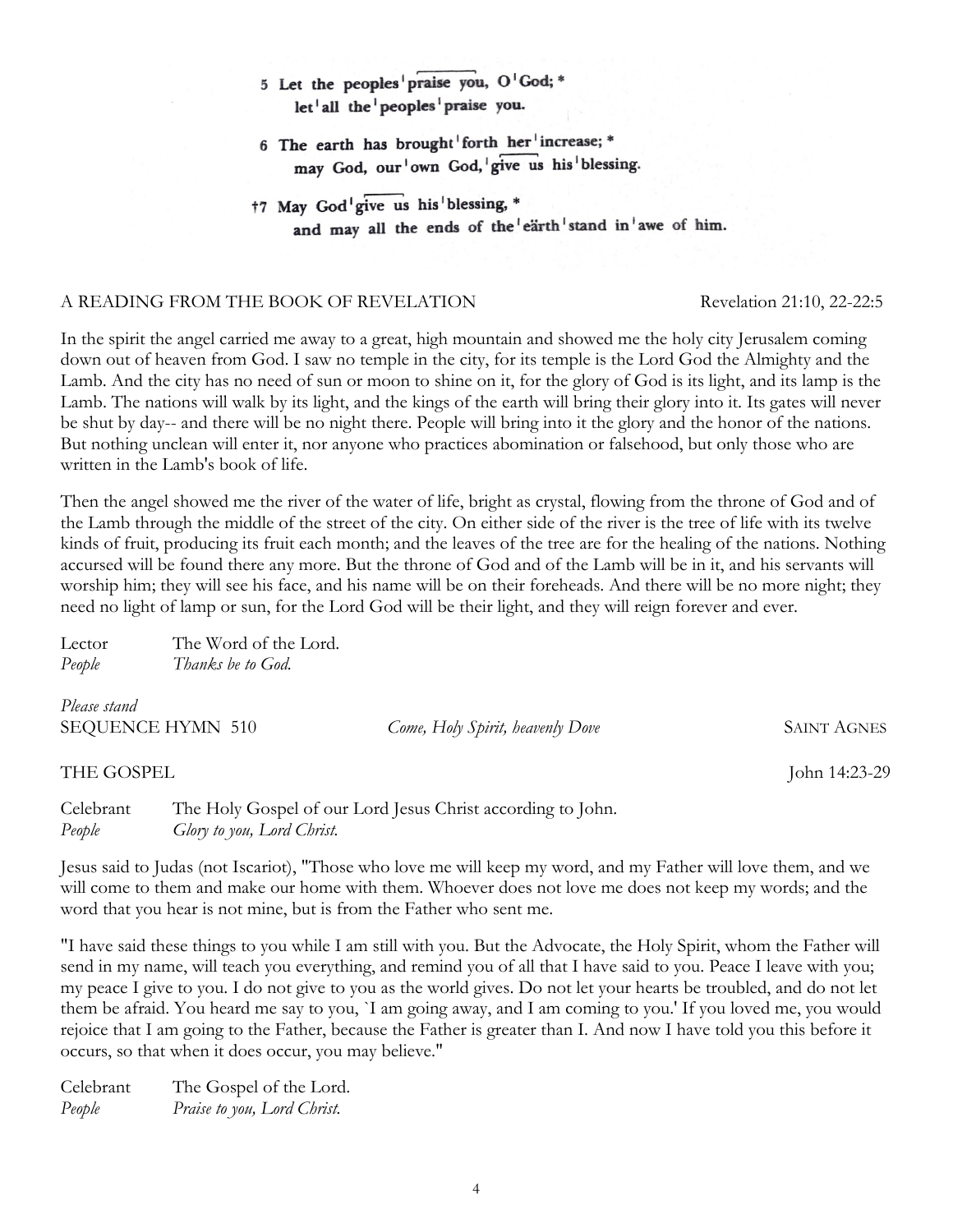5 Let the peoples praise you, O God; *
let all the peoples praise you.

6 The earth has brought forth her increase; *
may God, our own God, give us his blessing.

†7 May God give us his blessing, *
and may all the ends of the earth stand in awe of him.

A READING FROM THE BOOK OF REVELATION — Revelation 21:10, 22-22:5

In the spirit the angel carried me away to a great, high mountain and showed me the holy city Jerusalem coming down out of heaven from God. I saw no temple in the city, for its temple is the Lord God the Almighty and the Lamb. And the city has no need of sun or moon to shine on it, for the glory of God is its light, and its lamp is the Lamb. The nations will walk by its light, and the kings of the earth will bring their glory into it. Its gates will never be shut by day-- and there will be no night there. People will bring into it the glory and the honor of the nations. But nothing unclean will enter it, nor anyone who practices abomination or falsehood, but only those who are written in the Lamb's book of life.

Then the angel showed me the river of the water of life, bright as crystal, flowing from the throne of God and of the Lamb through the middle of the street of the city. On either side of the river is the tree of life with its twelve kinds of fruit, producing its fruit each month; and the leaves of the tree are for the healing of the nations. Nothing accursed will be found there any more. But the throne of God and of the Lamb will be in it, and his servants will worship him; they will see his face, and his name will be on their foreheads. And there will be no more night; they need no light of lamp or sun, for the Lord God will be their light, and they will reign forever and ever.

Lector — The Word of the Lord.
*People* — *Thanks be to God.*

*Please stand*

SEQUENCE HYMN 510 — *Come, Holy Spirit, heavenly Dove* — SAINT AGNES

THE GOSPEL — John 14:23-29

Celebrant — The Holy Gospel of our Lord Jesus Christ according to John.
*People* — *Glory to you, Lord Christ.*

Jesus said to Judas (not Iscariot), "Those who love me will keep my word, and my Father will love them, and we will come to them and make our home with them. Whoever does not love me does not keep my words; and the word that you hear is not mine, but is from the Father who sent me.

"I have said these things to you while I am still with you. But the Advocate, the Holy Spirit, whom the Father will send in my name, will teach you everything, and remind you of all that I have said to you. Peace I leave with you; my peace I give to you. I do not give to you as the world gives. Do not let your hearts be troubled, and do not let them be afraid. You heard me say to you, `I am going away, and I am coming to you.' If you loved me, you would rejoice that I am going to the Father, because the Father is greater than I. And now I have told you this before it occurs, so that when it does occur, you may believe."

Celebrant — The Gospel of the Lord.
*People* — *Praise to you, Lord Christ.*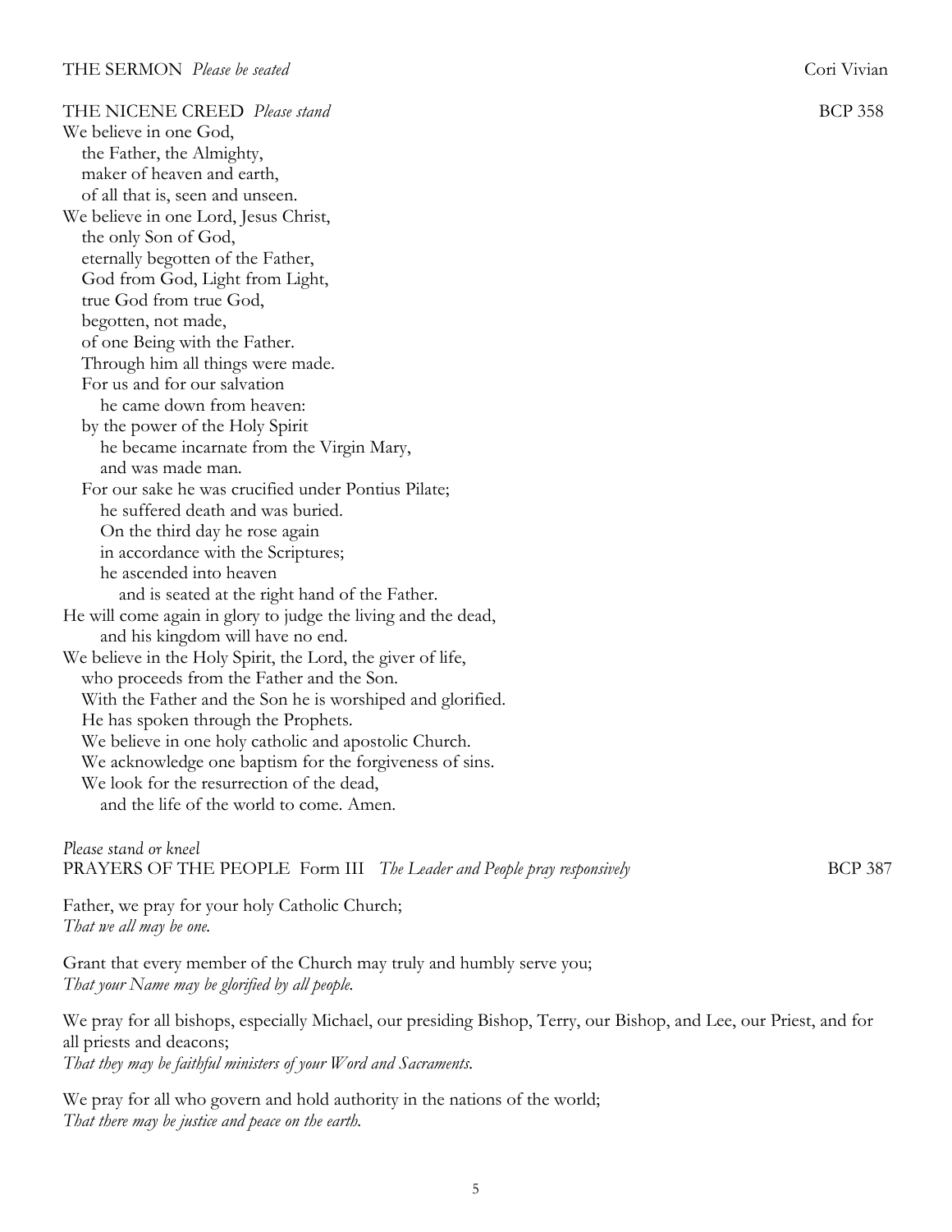THE SERMON *Please be seated* Cori Vivian

THE NICENE CREED *Please stand* BCP 358

We believe in one God,
the Father, the Almighty,
maker of heaven and earth,
of all that is, seen and unseen.
We believe in one Lord, Jesus Christ,
the only Son of God,
eternally begotten of the Father,
God from God, Light from Light,
true God from true God,
begotten, not made,
of one Being with the Father.
Through him all things were made.
For us and for our salvation
he came down from heaven:
by the power of the Holy Spirit
he became incarnate from the Virgin Mary,
and was made man.
For our sake he was crucified under Pontius Pilate;
he suffered death and was buried.
On the third day he rose again
in accordance with the Scriptures;
he ascended into heaven
and is seated at the right hand of the Father.
He will come again in glory to judge the living and the dead,
and his kingdom will have no end.
We believe in the Holy Spirit, the Lord, the giver of life,
who proceeds from the Father and the Son.
With the Father and the Son he is worshiped and glorified.
He has spoken through the Prophets.
We believe in one holy catholic and apostolic Church.
We acknowledge one baptism for the forgiveness of sins.
We look for the resurrection of the dead,
and the life of the world to come. Amen.

*Please stand or kneel*
PRAYERS OF THE PEOPLE Form III *The Leader and People pray responsively* BCP 387

Father, we pray for your holy Catholic Church;
*That we all may be one.*

Grant that every member of the Church may truly and humbly serve you;
*That your Name may be glorified by all people.*

We pray for all bishops, especially Michael, our presiding Bishop, Terry, our Bishop, and Lee, our Priest, and for all priests and deacons;
*That they may be faithful ministers of your Word and Sacraments.*

We pray for all who govern and hold authority in the nations of the world;
*That there may be justice and peace on the earth.*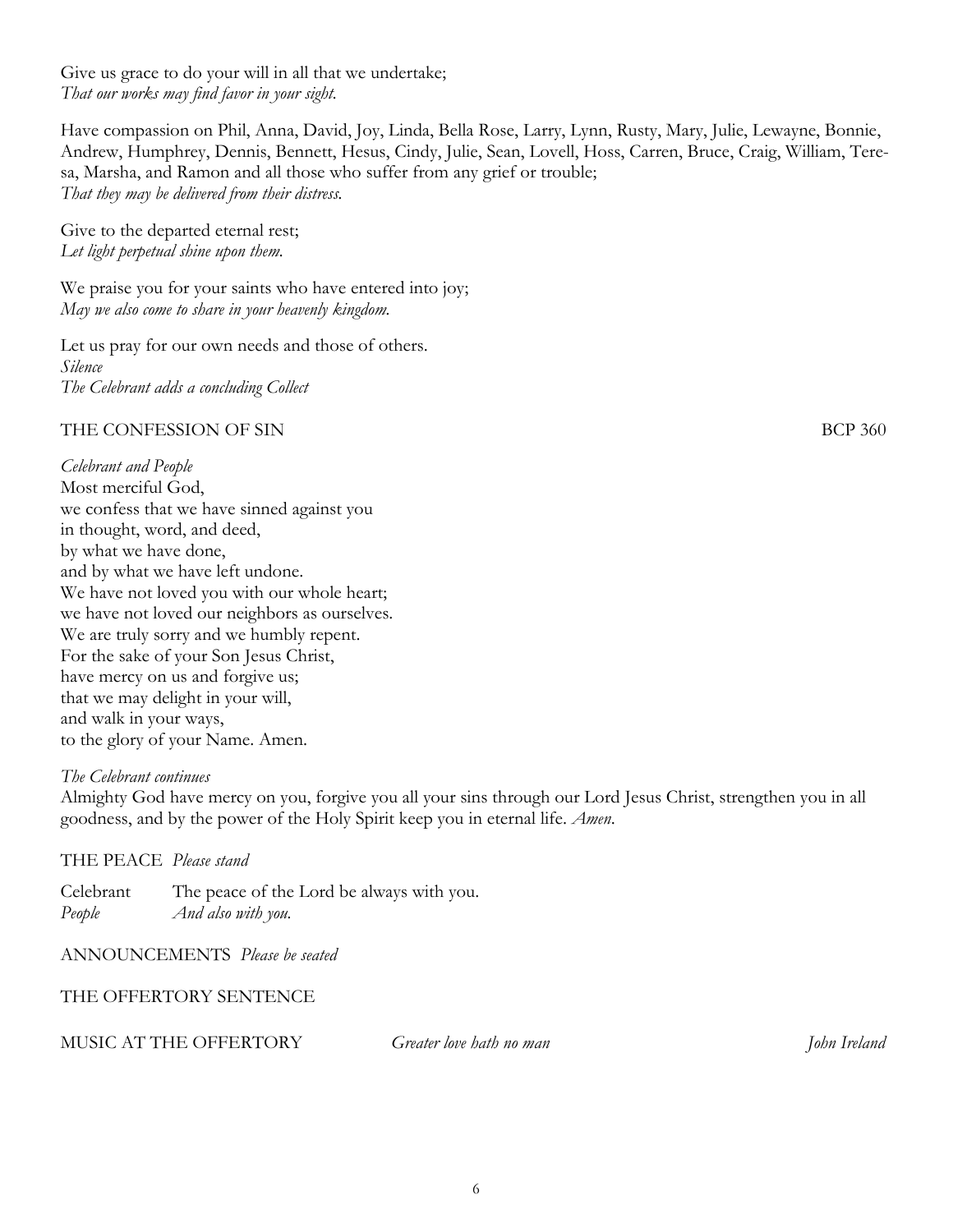Give us grace to do your will in all that we undertake;
*That our works may find favor in your sight.*

Have compassion on Phil, Anna, David, Joy, Linda, Bella Rose, Larry, Lynn, Rusty, Mary, Julie, Lewayne, Bonnie, Andrew, Humphrey, Dennis, Bennett, Hesus, Cindy, Julie, Sean, Lovell, Hoss, Carren, Bruce, Craig, William, Teresa, Marsha, and Ramon and all those who suffer from any grief or trouble;
*That they may be delivered from their distress.*

Give to the departed eternal rest;
*Let light perpetual shine upon them.*

We praise you for your saints who have entered into joy;
*May we also come to share in your heavenly kingdom.*

Let us pray for our own needs and those of others.
*Silence*
*The Celebrant adds a concluding Collect*

THE CONFESSION OF SIN BCP 360

*Celebrant and People*
Most merciful God,
we confess that we have sinned against you
in thought, word, and deed,
by what we have done,
and by what we have left undone.
We have not loved you with our whole heart;
we have not loved our neighbors as ourselves.
We are truly sorry and we humbly repent.
For the sake of your Son Jesus Christ,
have mercy on us and forgive us;
that we may delight in your will,
and walk in your ways,
to the glory of your Name. Amen.

*The Celebrant continues*
Almighty God have mercy on you, forgive you all your sins through our Lord Jesus Christ, strengthen you in all goodness, and by the power of the Holy Spirit keep you in eternal life. *Amen.*

THE PEACE *Please stand*

Celebrant The peace of the Lord be always with you.
*People* *And also with you.*

ANNOUNCEMENTS *Please be seated*

THE OFFERTORY SENTENCE

MUSIC AT THE OFFERTORY *Greater love hath no man* *John Ireland*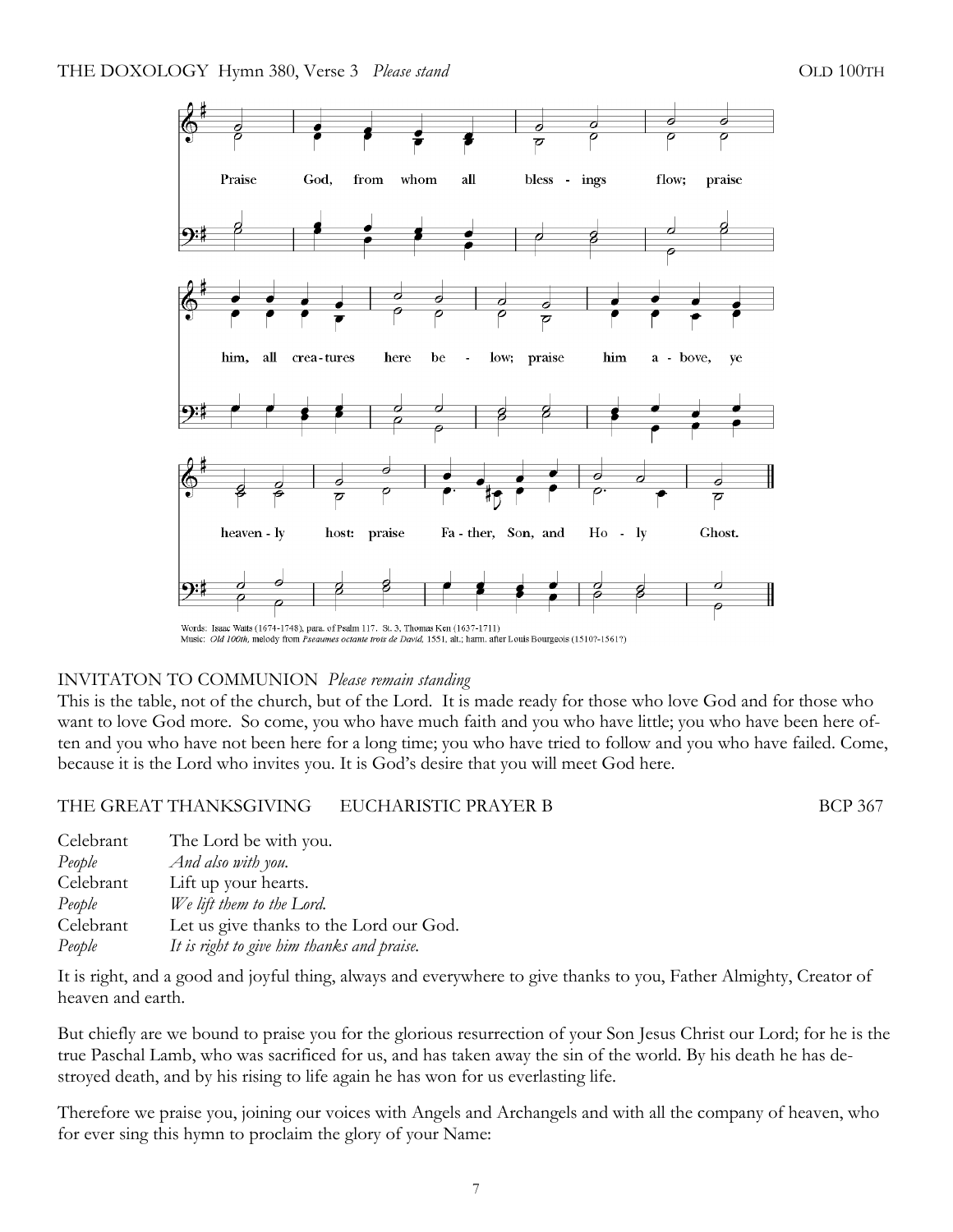THE DOXOLOGY Hymn 380, Verse 3 *Please stand* OLD 100TH

Praise God, from whom all bless - ings flow; praise him, all crea-tures here be - low; praise him a - bove, ye heaven - ly host: praise Fa - ther, Son, and Ho - ly Ghost.

Words: Isaac Watts (1674-1748), para. of Psalm 117. St. 3, Thomas Ken (1637-1711)
Music: *Old 100th,* melody from *Pseaumes octante trois de David,* 1551, alt.; harm. after Louis Bourgeois (1510?-1561?)

INVITATON TO COMMUNION *Please remain standing*

This is the table, not of the church, but of the Lord. It is made ready for those who love God and for those who want to love God more. So come, you who have much faith and you who have little; you who have been here often and you who have not been here for a long time; you who have tried to follow and you who have failed. Come, because it is the Lord who invites you. It is God's desire that you will meet God here.

THE GREAT THANKSGIVING EUCHARISTIC PRAYER B BCP 367

Celebrant The Lord be with you.
*People And also with you.*
Celebrant Lift up your hearts.
*People We lift them to the Lord.*
Celebrant Let us give thanks to the Lord our God.
*People It is right to give him thanks and praise.*

It is right, and a good and joyful thing, always and everywhere to give thanks to you, Father Almighty, Creator of heaven and earth.

But chiefly are we bound to praise you for the glorious resurrection of your Son Jesus Christ our Lord; for he is the true Paschal Lamb, who was sacrificed for us, and has taken away the sin of the world. By his death he has destroyed death, and by his rising to life again he has won for us everlasting life.

Therefore we praise you, joining our voices with Angels and Archangels and with all the company of heaven, who for ever sing this hymn to proclaim the glory of your Name: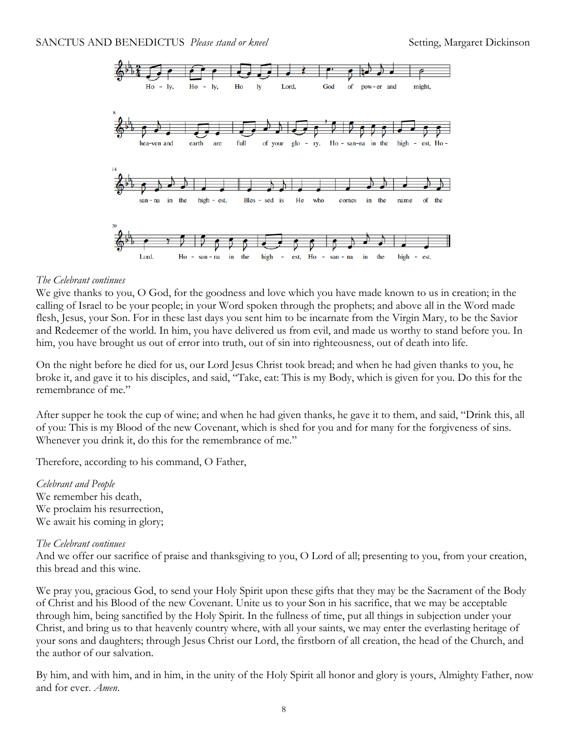SANCTUS AND BENEDICTUS *Please stand or kneel* Setting, Margaret Dickinson

Ho - ly, Ho - ly, Ho ly Lord, God of pow-er and might, hea-ven and earth are full of your glo - ry, Ho - san-na in the high - est, Ho - san - na in the high - est. Bles - sed is He who comes in the name of the Lord. Ho - san - na in the high - est, Ho - san - na in the high - est.

*The Celebrant continues*
We give thanks to you, O God, for the goodness and love which you have made known to us in creation; in the calling of Israel to be your people; in your Word spoken through the prophets; and above all in the Word made flesh, Jesus, your Son. For in these last days you sent him to be incarnate from the Virgin Mary, to be the Savior and Redeemer of the world. In him, you have delivered us from evil, and made us worthy to stand before you. In him, you have brought us out of error into truth, out of sin into righteousness, out of death into life.

On the night before he died for us, our Lord Jesus Christ took bread; and when he had given thanks to you, he broke it, and gave it to his disciples, and said, "Take, eat: This is my Body, which is given for you. Do this for the remembrance of me."

After supper he took the cup of wine; and when he had given thanks, he gave it to them, and said, "Drink this, all of you: This is my Blood of the new Covenant, which is shed for you and for many for the forgiveness of sins. Whenever you drink it, do this for the remembrance of me."

Therefore, according to his command, O Father,

*Celebrant and People*
We remember his death,
We proclaim his resurrection,
We await his coming in glory;

*The Celebrant continues*
And we offer our sacrifice of praise and thanksgiving to you, O Lord of all; presenting to you, from your creation, this bread and this wine.

We pray you, gracious God, to send your Holy Spirit upon these gifts that they may be the Sacrament of the Body of Christ and his Blood of the new Covenant. Unite us to your Son in his sacrifice, that we may be acceptable through him, being sanctified by the Holy Spirit. In the fullness of time, put all things in subjection under your Christ, and bring us to that heavenly country where, with all your saints, we may enter the everlasting heritage of your sons and daughters; through Jesus Christ our Lord, the firstborn of all creation, the head of the Church, and the author of our salvation.

By him, and with him, and in him, in the unity of the Holy Spirit all honor and glory is yours, Almighty Father, now and for ever. *Amen.*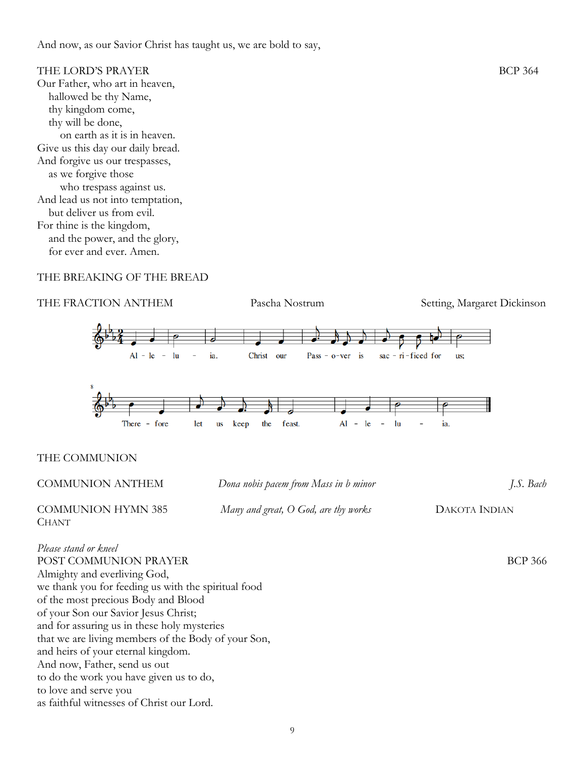And now, as our Savior Christ has taught us, we are bold to say,

THE LORD'S PRAYER — BCP 364

Our Father, who art in heaven,
   hallowed be thy Name,
   thy kingdom come,
   thy will be done,
      on earth as it is in heaven.
Give us this day our daily bread.
And forgive us our trespasses,
   as we forgive those
      who trespass against us.
And lead us not into temptation,
   but deliver us from evil.
For thine is the kingdom,
   and the power, and the glory,
   for ever and ever. Amen.

THE BREAKING OF THE BREAD

THE FRACTION ANTHEM — Pascha Nostrum — Setting, Margaret Dickinson

Al - le - lu - ia. Christ our Pass - o-ver is sac - ri - ficed for us;
There - fore let us keep the feast. Al - le - lu - ia.

THE COMMUNION

COMMUNION ANTHEM — *Dona nobis pacem from Mass in b minor* — *J.S. Bach*

COMMUNION HYMN 385 — *Many and great, O God, are thy works* — DAKOTA INDIAN CHANT

*Please stand or kneel*

POST COMMUNION PRAYER — BCP 366

Almighty and everliving God,
we thank you for feeding us with the spiritual food
of the most precious Body and Blood
of your Son our Savior Jesus Christ;
and for assuring us in these holy mysteries
that we are living members of the Body of your Son,
and heirs of your eternal kingdom.
And now, Father, send us out
to do the work you have given us to do,
to love and serve you
as faithful witnesses of Christ our Lord.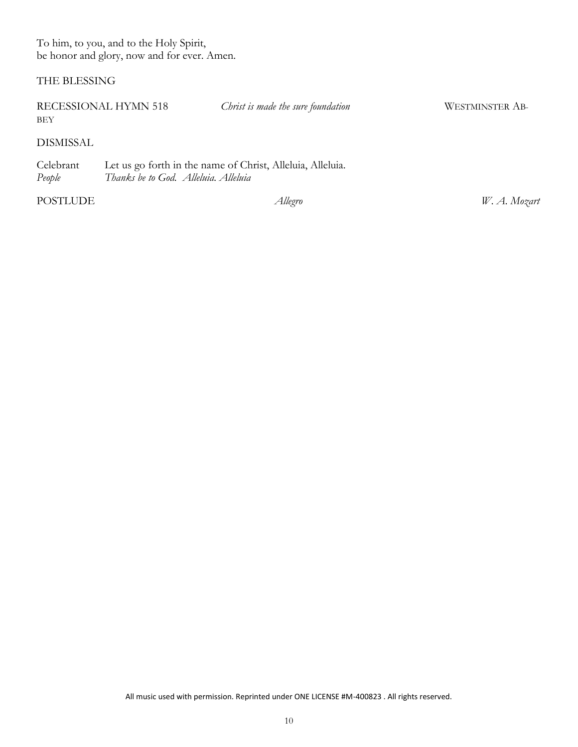To him, to you, and to the Holy Spirit,
be honor and glory, now and for ever. Amen.

THE BLESSING

RECESSIONAL HYMN 518 *Christ is made the sure foundation* WESTMINSTER ABBEY

DISMISSAL

Celebrant Let us go forth in the name of Christ, Alleluia, Alleluia.
*People Thanks be to God. Alleluia. Alleluia*

POSTLUDE *Allegro* *W. A. Mozart*

All music used with permission. Reprinted under ONE LICENSE #M-400823 . All rights reserved.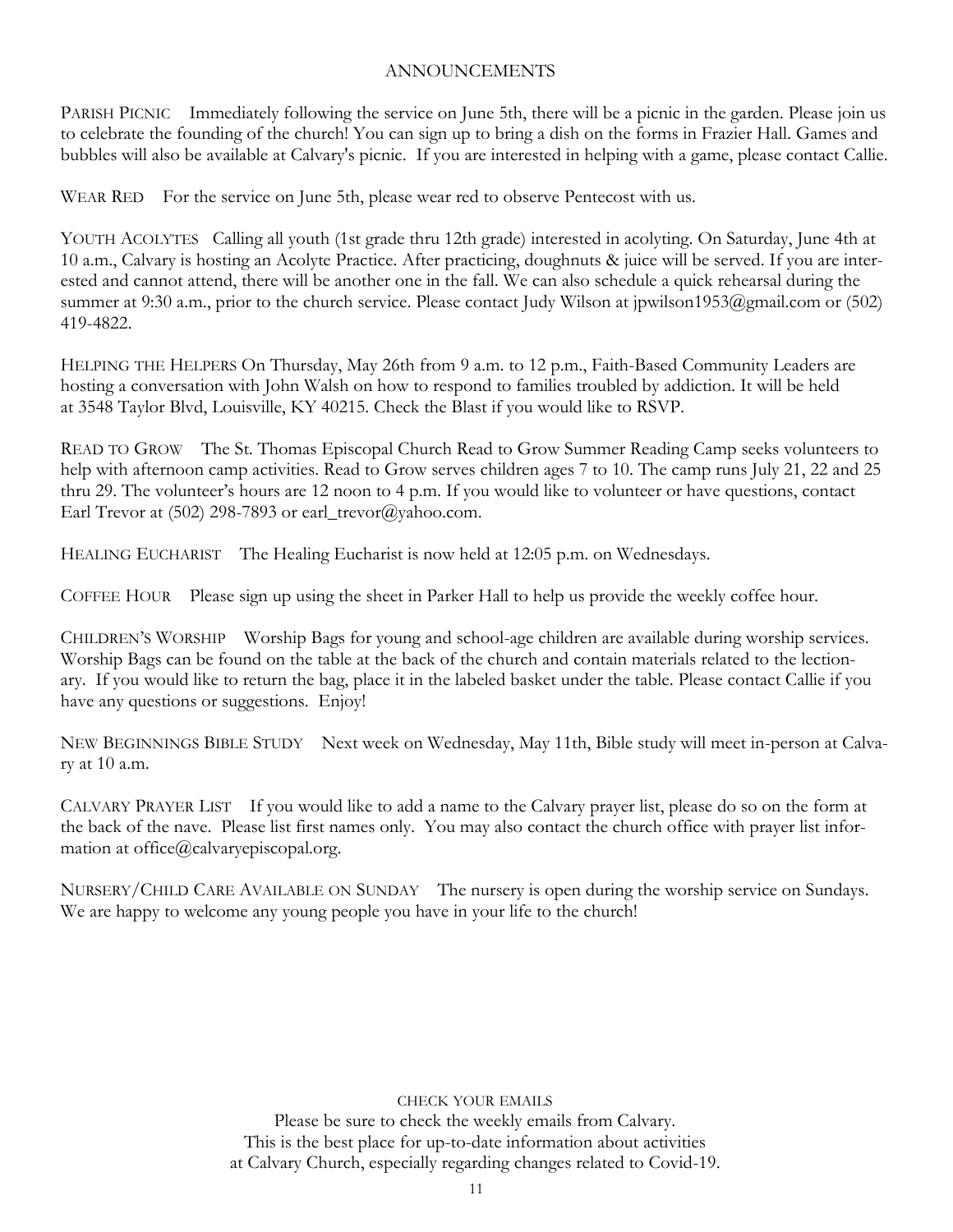## ANNOUNCEMENTS

PARISH PICNIC Immediately following the service on June 5th, there will be a picnic in the garden. Please join us to celebrate the founding of the church! You can sign up to bring a dish on the forms in Frazier Hall. Games and bubbles will also be available at Calvary's picnic. If you are interested in helping with a game, please contact Callie.

WEAR RED For the service on June 5th, please wear red to observe Pentecost with us.

YOUTH ACOLYTES Calling all youth (1st grade thru 12th grade) interested in acolyting. On Saturday, June 4th at 10 a.m., Calvary is hosting an Acolyte Practice. After practicing, doughnuts & juice will be served. If you are interested and cannot attend, there will be another one in the fall. We can also schedule a quick rehearsal during the summer at 9:30 a.m., prior to the church service. Please contact Judy Wilson at jpwilson1953@gmail.com or (502) 419-4822.

HELPING THE HELPERS On Thursday, May 26th from 9 a.m. to 12 p.m., Faith-Based Community Leaders are hosting a conversation with John Walsh on how to respond to families troubled by addiction. It will be held at 3548 Taylor Blvd, Louisville, KY 40215. Check the Blast if you would like to RSVP.

READ TO GROW The St. Thomas Episcopal Church Read to Grow Summer Reading Camp seeks volunteers to help with afternoon camp activities. Read to Grow serves children ages 7 to 10. The camp runs July 21, 22 and 25 thru 29. The volunteer's hours are 12 noon to 4 p.m. If you would like to volunteer or have questions, contact Earl Trevor at (502) 298-7893 or earl_trevor@yahoo.com.

HEALING EUCHARIST The Healing Eucharist is now held at 12:05 p.m. on Wednesdays.

COFFEE HOUR Please sign up using the sheet in Parker Hall to help us provide the weekly coffee hour.

CHILDREN'S WORSHIP Worship Bags for young and school-age children are available during worship services. Worship Bags can be found on the table at the back of the church and contain materials related to the lectionary. If you would like to return the bag, place it in the labeled basket under the table. Please contact Callie if you have any questions or suggestions. Enjoy!

NEW BEGINNINGS BIBLE STUDY Next week on Wednesday, May 11th, Bible study will meet in-person at Calvary at 10 a.m.

CALVARY PRAYER LIST If you would like to add a name to the Calvary prayer list, please do so on the form at the back of the nave. Please list first names only. You may also contact the church office with prayer list information at office@calvaryepiscopal.org.

NURSERY/CHILD CARE AVAILABLE ON SUNDAY The nursery is open during the worship service on Sundays. We are happy to welcome any young people you have in your life to the church!

CHECK YOUR EMAILS

Please be sure to check the weekly emails from Calvary.
This is the best place for up-to-date information about activities
at Calvary Church, especially regarding changes related to Covid-19.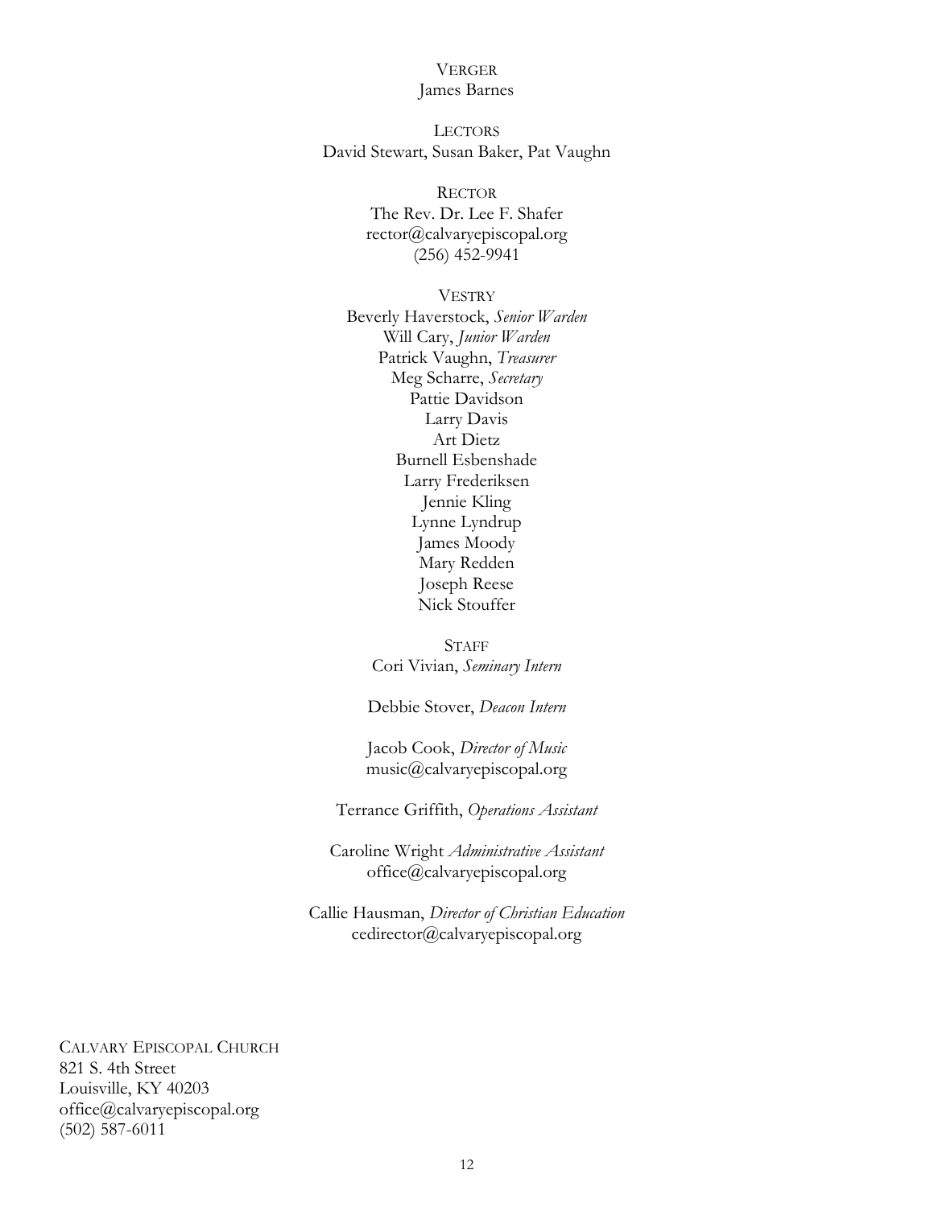VERGER

James Barnes

LECTORS

David Stewart, Susan Baker, Pat Vaughn

RECTOR

The Rev. Dr. Lee F. Shafer
rector@calvaryepiscopal.org
(256) 452-9941

VESTRY

Beverly Haverstock, *Senior Warden*
Will Cary, *Junior Warden*
Patrick Vaughn, *Treasurer*
Meg Scharre, *Secretary*
Pattie Davidson
Larry Davis
Art Dietz
Burnell Esbenshade
Larry Frederiksen
Jennie Kling
Lynne Lyndrup
James Moody
Mary Redden
Joseph Reese
Nick Stouffer

STAFF

Cori Vivian, *Seminary Intern*

Debbie Stover, *Deacon Intern*

Jacob Cook, *Director of Music*
music@calvaryepiscopal.org

Terrance Griffith, *Operations Assistant*

Caroline Wright *Administrative Assistant*
office@calvaryepiscopal.org

Callie Hausman, *Director of Christian Education*
cedirector@calvaryepiscopal.org

CALVARY EPISCOPAL CHURCH
821 S. 4th Street
Louisville, KY 40203
office@calvaryepiscopal.org
(502) 587-6011